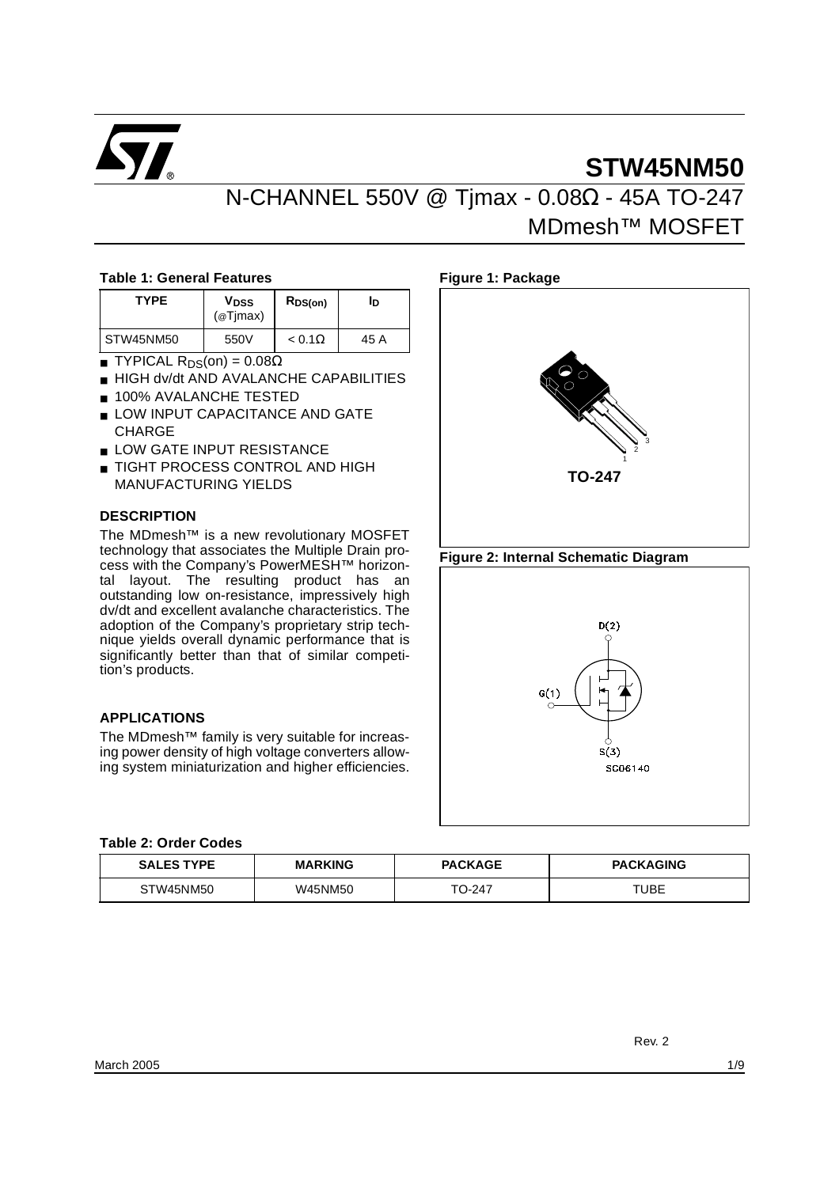# STW45NM50

## N-CHANNEL 550V @ Tjmax - 0.08Ω - 45A TO-247 MDmesh™ MOSFET

**Table 1: General Features**

| TYPE | $V_{DSS}$ (@Tjmax) | $R_{DS(on)}$ | $I_D$ |
|---|---|---|---|
| STW45NM50 | 550V | < 0.1Ω | 45 A |

- TYPICAL $R_{DS}$(on) = 0.08Ω
- HIGH dv/dt AND AVALANCHE CAPABILITIES
- 100% AVALANCHE TESTED
- LOW INPUT CAPACITANCE AND GATE CHARGE
- LOW GATE INPUT RESISTANCE
- TIGHT PROCESS CONTROL AND HIGH MANUFACTURING YIELDS

### DESCRIPTION

The MDmesh™ is a new revolutionary MOSFET technology that associates the Multiple Drain process with the Company's PowerMESH™ horizontal layout. The resulting product has an outstanding low on-resistance, impressively high dv/dt and excellent avalanche characteristics. The adoption of the Company's proprietary strip technique yields overall dynamic performance that is significantly better than that of similar competition's products.

### APPLICATIONS

The MDmesh™ family is very suitable for increasing power density of high voltage converters allowing system miniaturization and higher efficiencies.

**Figure 1: Package**

TO-247

**Figure 2: Internal Schematic Diagram**

D(2)

G(1)

S(3)

SC06140

**Table 2: Order Codes**

| SALES TYPE | MARKING | PACKAGE | PACKAGING |
|---|---|---|---|
| STW45NM50 | W45NM50 | TO-247 | TUBE |

Rev. 2

March 2005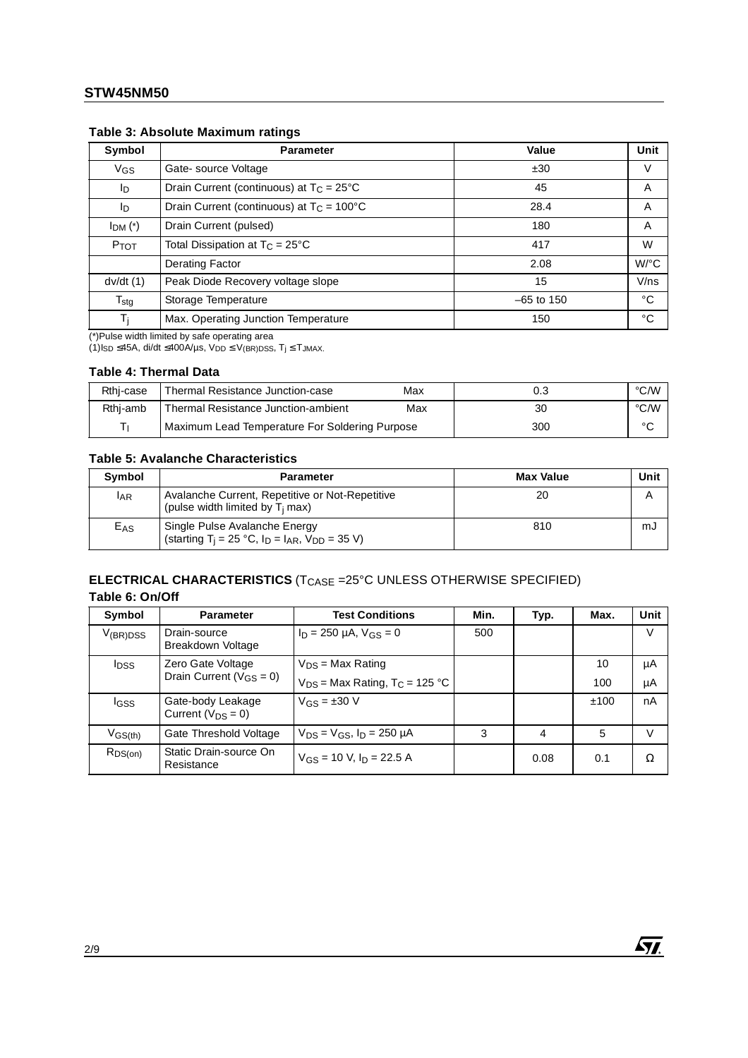### Table 3: Absolute Maximum ratings

| Symbol | Parameter | Value | Unit |
|---|---|---|---|
| $V_{GS}$ | Gate- source Voltage | ±30 | V |
| $I_D$ | Drain Current (continuous) at $T_C$ = 25°C | 45 | A |
| $I_D$ | Drain Current (continuous) at $T_C$ = 100°C | 28.4 | A |
| $I_{DM}$ (*) | Drain Current (pulsed) | 180 | A |
| $P_{TOT}$ | Total Dissipation at $T_C$ = 25°C | 417 | W |
| | Derating Factor | 2.08 | W/°C |
| dv/dt (1) | Peak Diode Recovery voltage slope | 15 | V/ns |
| $T_{stg}$ | Storage Temperature | –65 to 150 | °C |
| $T_j$ | Max. Operating Junction Temperature | 150 | °C |

(*)Pulse width limited by safe operating area
(1)$I_{SD}$ ≤45A, di/dt ≤400A/µs, $V_{DD}$ ≤ $V_{(BR)DSS}$, $T_j$ ≤ $T_{JMAX}$.

### Table 4: Thermal Data

| | | | | |
|---|---|---|---|---|
| Rthj-case | Thermal Resistance Junction-case | Max | 0.3 | °C/W |
| Rthj-amb | Thermal Resistance Junction-ambient | Max | 30 | °C/W |
| $T_l$ | Maximum Lead Temperature For Soldering Purpose | | 300 | °C |

### Table 5: Avalanche Characteristics

| Symbol | Parameter | Max Value | Unit |
|---|---|---|---|
| $I_{AR}$ | Avalanche Current, Repetitive or Not-Repetitive (pulse width limited by $T_j$ max) | 20 | A |
| $E_{AS}$ | Single Pulse Avalanche Energy (starting $T_j$ = 25 °C, $I_D$ = $I_{AR}$, $V_{DD}$ = 35 V) | 810 | mJ |

### ELECTRICAL CHARACTERISTICS ($T_{CASE}$ =25°C UNLESS OTHERWISE SPECIFIED)

### Table 6: On/Off

| Symbol | Parameter | Test Conditions | Min. | Typ. | Max. | Unit |
|---|---|---|---|---|---|---|
| $V_{(BR)DSS}$ | Drain-source Breakdown Voltage | $I_D$ = 250 µA, $V_{GS}$ = 0 | 500 | | | V |
| $I_{DSS}$ | Zero Gate Voltage Drain Current ($V_{GS}$ = 0) | $V_{DS}$ = Max Rating | | | 10 | µA |
| | | $V_{DS}$ = Max Rating, $T_C$ = 125 °C | | | 100 | µA |
| $I_{GSS}$ | Gate-body Leakage Current ($V_{DS}$ = 0) | $V_{GS}$ = ±30 V | | | ±100 | nA |
| $V_{GS(th)}$ | Gate Threshold Voltage | $V_{DS}$ = $V_{GS}$, $I_D$ = 250 µA | 3 | 4 | 5 | V |
| $R_{DS(on)}$ | Static Drain-source On Resistance | $V_{GS}$ = 10 V, $I_D$ = 22.5 A | | 0.08 | 0.1 | Ω |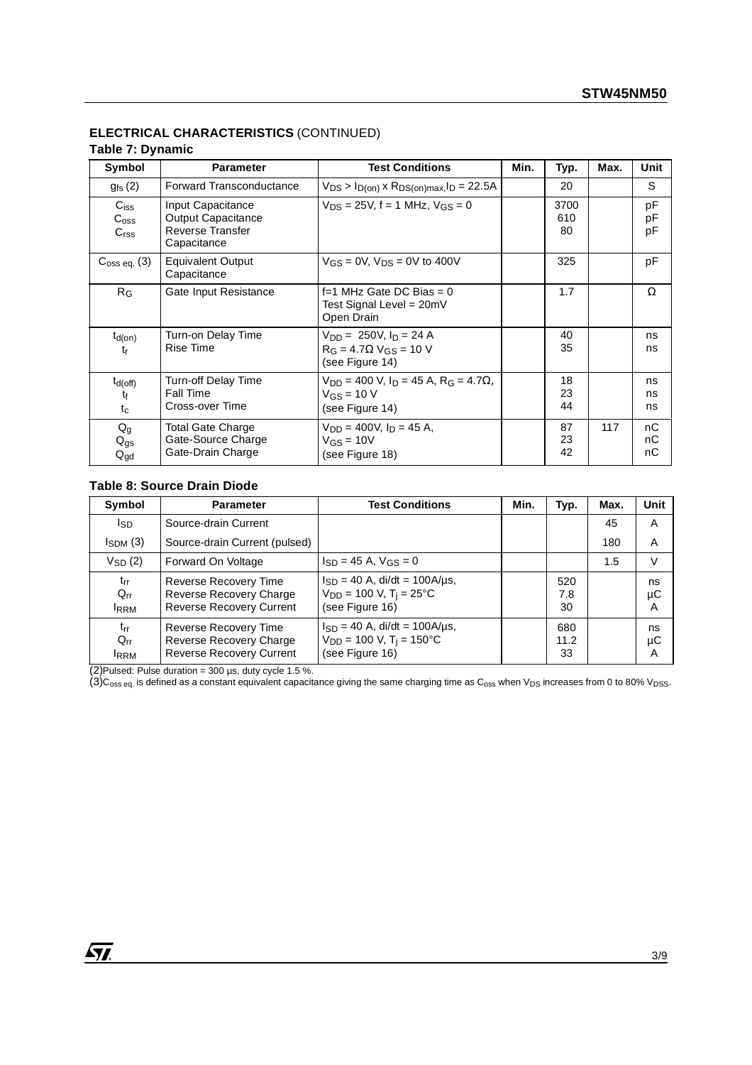### ELECTRICAL CHARACTERISTICS (CONTINUED)

**Table 7: Dynamic**

| Symbol | Parameter | Test Conditions | Min. | Typ. | Max. | Unit |
|---|---|---|---|---|---|---|
| $g_{fs}$ (2) | Forward Transconductance | $V_{DS} > I_{D(on)} \times R_{DS(on)max}, I_D = 22.5A$ | | 20 | | S |
| $C_{iss}$<br>$C_{oss}$<br>$C_{rss}$ | Input Capacitance<br>Output Capacitance<br>Reverse Transfer Capacitance | $V_{DS} = 25V$, f = 1 MHz, $V_{GS} = 0$ | | 3700<br>610<br>80 | | pF<br>pF<br>pF |
| $C_{oss\ eq.}$ (3) | Equivalent Output Capacitance | $V_{GS} = 0V$, $V_{DS} = 0V$ to 400V | | 325 | | pF |
| $R_G$ | Gate Input Resistance | f=1 MHz Gate DC Bias = 0<br>Test Signal Level = 20mV<br>Open Drain | | 1.7 | | Ω |
| $t_{d(on)}$<br>$t_r$ | Turn-on Delay Time<br>Rise Time | $V_{DD} = 250V$, $I_D = 24$ A<br>$R_G = 4.7\Omega$ $V_{GS} = 10$ V<br>(see Figure 14) | | 40<br>35 | | ns<br>ns |
| $t_{d(off)}$<br>$t_f$<br>$t_c$ | Turn-off Delay Time<br>Fall Time<br>Cross-over Time | $V_{DD} = 400$ V, $I_D = 45$ A, $R_G = 4.7\Omega$,<br>$V_{GS} = 10$ V<br>(see Figure 14) | | 18<br>23<br>44 | | ns<br>ns<br>ns |
| $Q_g$<br>$Q_{gs}$<br>$Q_{gd}$ | Total Gate Charge<br>Gate-Source Charge<br>Gate-Drain Charge | $V_{DD} = 400V$, $I_D = 45$ A,<br>$V_{GS} = 10V$<br>(see Figure 18) | | 87<br>23<br>42 | 117 | nC<br>nC<br>nC |

**Table 8: Source Drain Diode**

| Symbol | Parameter | Test Conditions | Min. | Typ. | Max. | Unit |
|---|---|---|---|---|---|---|
| $I_{SD}$ | Source-drain Current | | | | 45 | A |
| $I_{SDM}$ (3) | Source-drain Current (pulsed) | | | | 180 | A |
| $V_{SD}$ (2) | Forward On Voltage | $I_{SD} = 45$ A, $V_{GS} = 0$ | | | 1.5 | V |
| $t_{rr}$<br>$Q_{rr}$<br>$I_{RRM}$ | Reverse Recovery Time<br>Reverse Recovery Charge<br>Reverse Recovery Current | $I_{SD} = 40$ A, di/dt = 100A/µs,<br>$V_{DD} = 100$ V, $T_j = 25°C$<br>(see Figure 16) | | 520<br>7.8<br>30 | | ns<br>µC<br>A |
| $t_{rr}$<br>$Q_{rr}$<br>$I_{RRM}$ | Reverse Recovery Time<br>Reverse Recovery Charge<br>Reverse Recovery Current | $I_{SD} = 40$ A, di/dt = 100A/µs,<br>$V_{DD} = 100$ V, $T_j = 150°C$<br>(see Figure 16) | | 680<br>11.2<br>33 | | ns<br>µC<br>A |

(2)Pulsed: Pulse duration = 300 µs, duty cycle 1.5 %.
(3)$C_{oss\ eq.}$ is defined as a constant equivalent capacitance giving the same charging time as $C_{oss}$ when $V_{DS}$ increases from 0 to 80% $V_{DSS}$.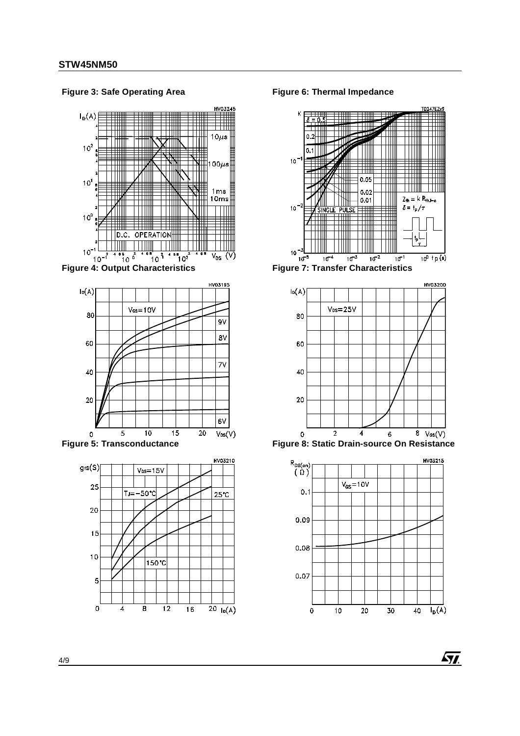**Figure 3: Safe Operating Area**

**Figure 6: Thermal Impedance**

**Figure 4: Output Characteristics**

**Figure 7: Transfer Characteristics**

**Figure 5: Transconductance**

**Figure 8: Static Drain-source On Resistance**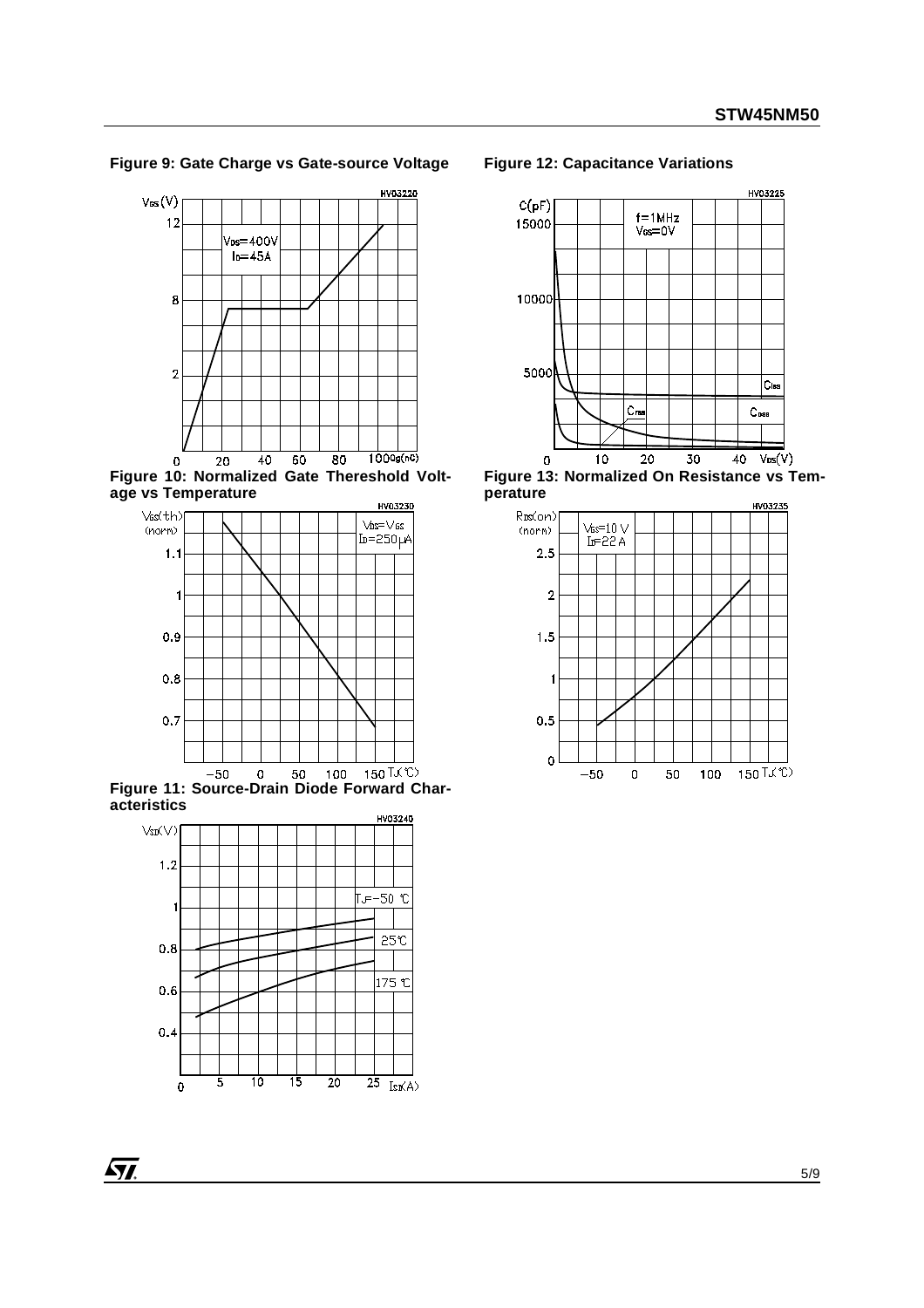Figure 9: Gate Charge vs Gate-source Voltage

Figure 10: Normalized Gate Thereshold Voltage vs Temperature

Figure 11: Source-Drain Diode Forward Characteristics

Figure 12: Capacitance Variations

Figure 13: Normalized On Resistance vs Temperature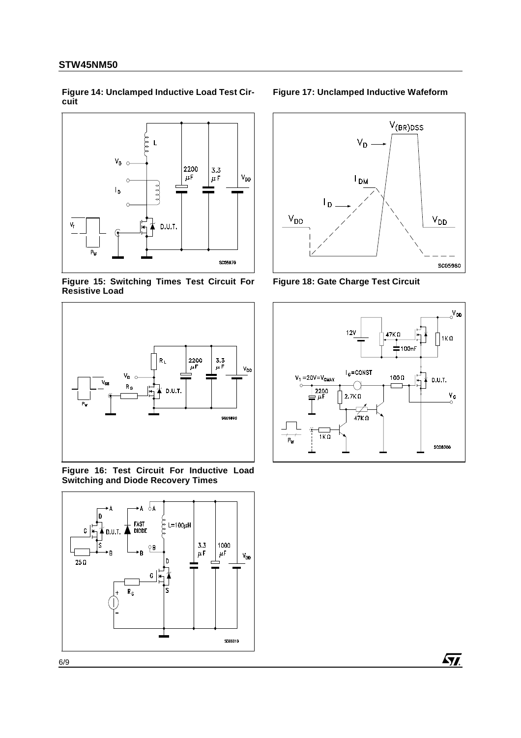**Figure 14: Unclamped Inductive Load Test Circuit**

**Figure 17: Unclamped Inductive Wafeform**

**Figure 15: Switching Times Test Circuit For Resistive Load**

**Figure 18: Gate Charge Test Circuit**

**Figure 16: Test Circuit For Inductive Load Switching and Diode Recovery Times**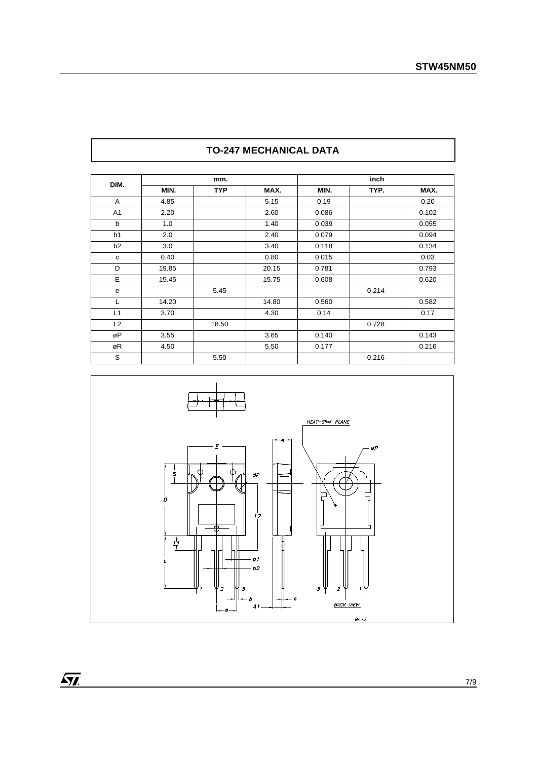## TO-247 MECHANICAL DATA

| DIM. | mm. | | | inch | | |
|---|---|---|---|---|---|---|
| | MIN. | TYP | MAX. | MIN. | TYP. | MAX. |
| A | 4.85 | | 5.15 | 0.19 | | 0.20 |
| A1 | 2.20 | | 2.60 | 0.086 | | 0.102 |
| b | 1.0 | | 1.40 | 0.039 | | 0.055 |
| b1 | 2.0 | | 2.40 | 0.079 | | 0.094 |
| b2 | 3.0 | | 3.40 | 0.118 | | 0.134 |
| c | 0.40 | | 0.80 | 0.015 | | 0.03 |
| D | 19.85 | | 20.15 | 0.781 | | 0.793 |
| E | 15.45 | | 15.75 | 0.608 | | 0.620 |
| e | | 5.45 | | | 0.214 | |
| L | 14.20 | | 14.80 | 0.560 | | 0.582 |
| L1 | 3.70 | | 4.30 | 0.14 | | 0.17 |
| L2 | | 18.50 | | | 0.728 | |
| øP | 3.55 | | 3.65 | 0.140 | | 0.143 |
| øR | 4.50 | | 5.50 | 0.177 | | 0.216 |
| S | | 5.50 | | | 0.216 | |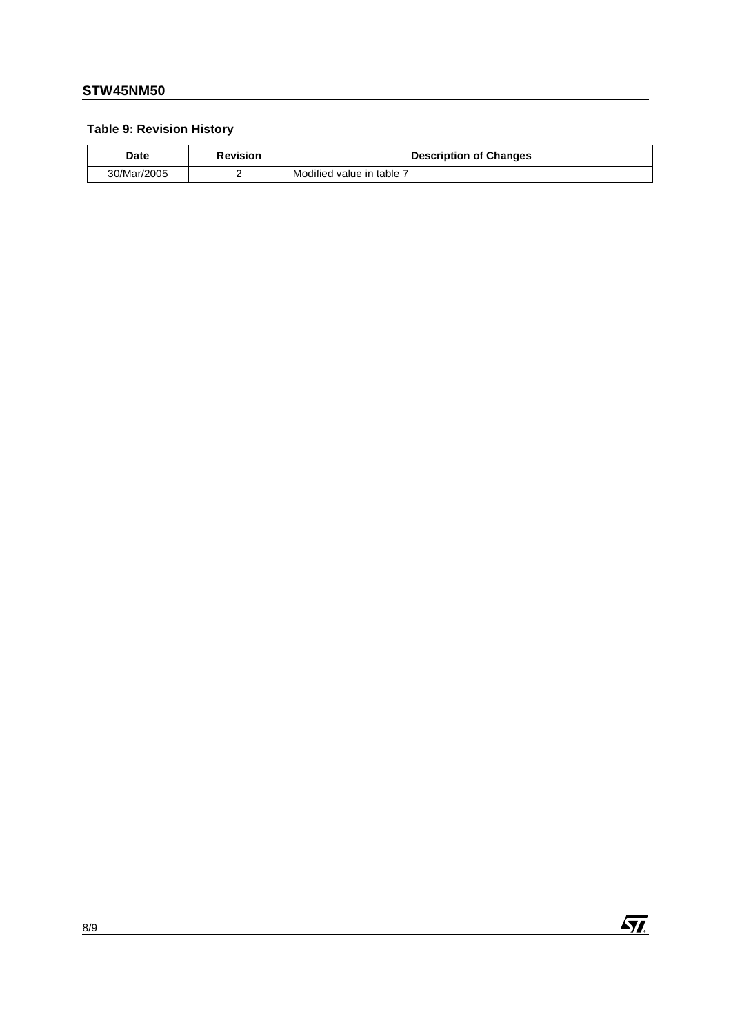**Table 9: Revision History**

| Date | Revision | Description of Changes |
|---|---|---|
| 30/Mar/2005 | 2 | Modified value in table 7 |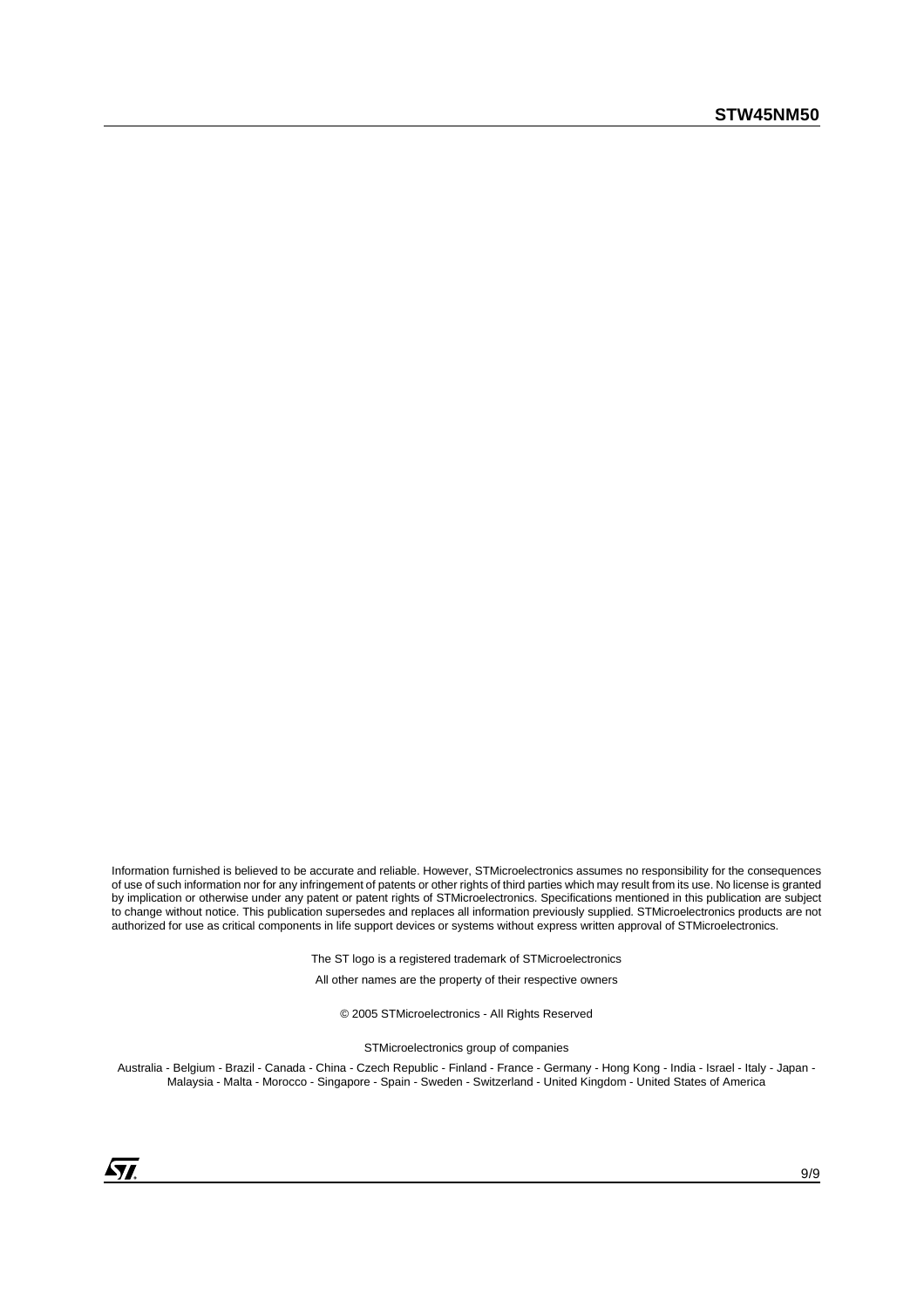Information furnished is believed to be accurate and reliable. However, STMicroelectronics assumes no responsibility for the consequences of use of such information nor for any infringement of patents or other rights of third parties which may result from its use. No license is granted by implication or otherwise under any patent or patent rights of STMicroelectronics. Specifications mentioned in this publication are subject to change without notice. This publication supersedes and replaces all information previously supplied. STMicroelectronics products are not authorized for use as critical components in life support devices or systems without express written approval of STMicroelectronics.

The ST logo is a registered trademark of STMicroelectronics

All other names are the property of their respective owners

© 2005 STMicroelectronics - All Rights Reserved

STMicroelectronics group of companies

Australia - Belgium - Brazil - Canada - China - Czech Republic - Finland - France - Germany - Hong Kong - India - Israel - Italy - Japan - Malaysia - Malta - Morocco - Singapore - Spain - Sweden - Switzerland - United Kingdom - United States of America